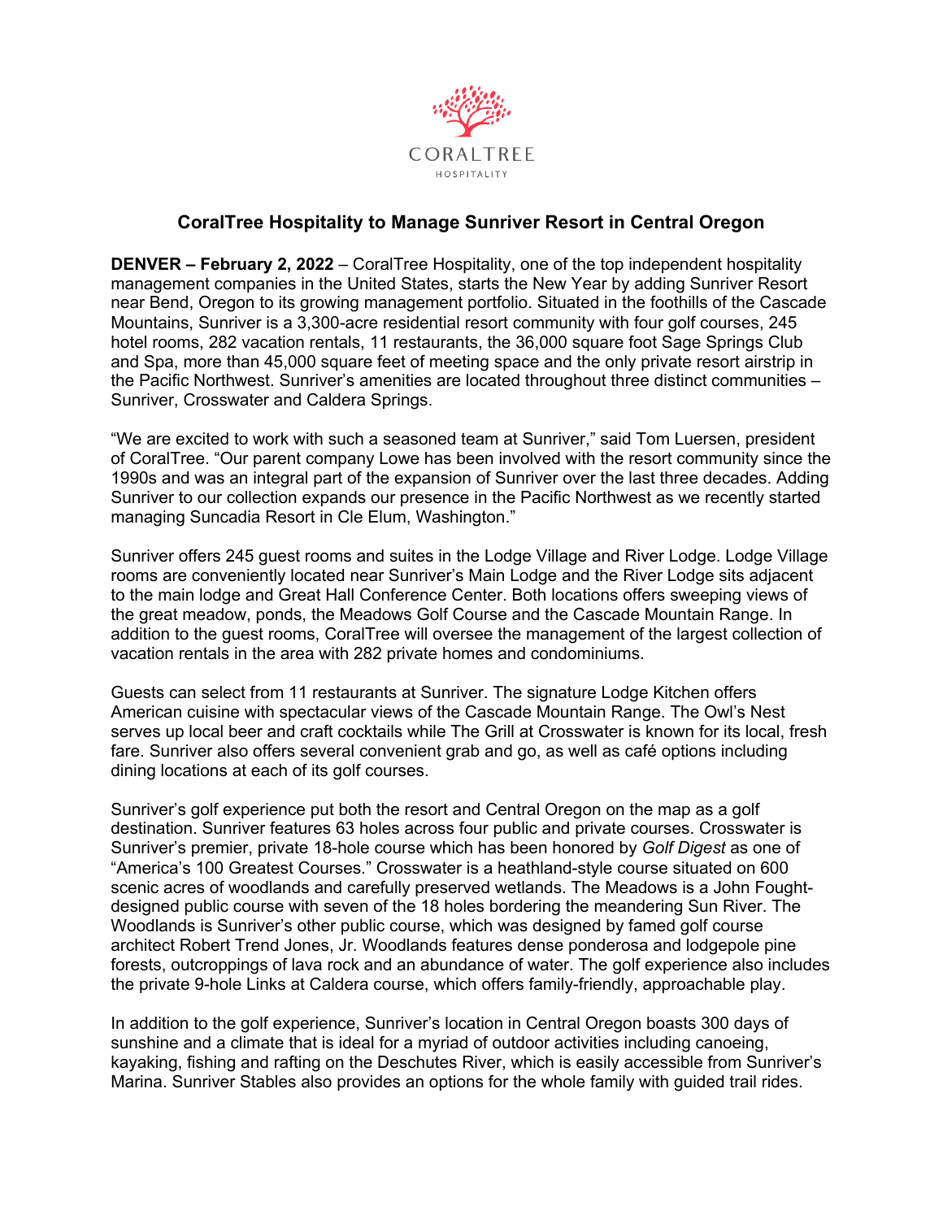CORALTREE HOSPITALITY

# CoralTree Hospitality to Manage Sunriver Resort in Central Oregon

**DENVER – February 2, 2022** – CoralTree Hospitality, one of the top independent hospitality management companies in the United States, starts the New Year by adding Sunriver Resort near Bend, Oregon to its growing management portfolio. Situated in the foothills of the Cascade Mountains, Sunriver is a 3,300-acre residential resort community with four golf courses, 245 hotel rooms, 282 vacation rentals, 11 restaurants, the 36,000 square foot Sage Springs Club and Spa, more than 45,000 square feet of meeting space and the only private resort airstrip in the Pacific Northwest. Sunriver's amenities are located throughout three distinct communities – Sunriver, Crosswater and Caldera Springs.

"We are excited to work with such a seasoned team at Sunriver," said Tom Luersen, president of CoralTree. "Our parent company Lowe has been involved with the resort community since the 1990s and was an integral part of the expansion of Sunriver over the last three decades. Adding Sunriver to our collection expands our presence in the Pacific Northwest as we recently started managing Suncadia Resort in Cle Elum, Washington."

Sunriver offers 245 guest rooms and suites in the Lodge Village and River Lodge. Lodge Village rooms are conveniently located near Sunriver's Main Lodge and the River Lodge sits adjacent to the main lodge and Great Hall Conference Center. Both locations offers sweeping views of the great meadow, ponds, the Meadows Golf Course and the Cascade Mountain Range. In addition to the guest rooms, CoralTree will oversee the management of the largest collection of vacation rentals in the area with 282 private homes and condominiums.

Guests can select from 11 restaurants at Sunriver. The signature Lodge Kitchen offers American cuisine with spectacular views of the Cascade Mountain Range. The Owl's Nest serves up local beer and craft cocktails while The Grill at Crosswater is known for its local, fresh fare. Sunriver also offers several convenient grab and go, as well as café options including dining locations at each of its golf courses.

Sunriver's golf experience put both the resort and Central Oregon on the map as a golf destination. Sunriver features 63 holes across four public and private courses. Crosswater is Sunriver's premier, private 18-hole course which has been honored by *Golf Digest* as one of "America's 100 Greatest Courses." Crosswater is a heathland-style course situated on 600 scenic acres of woodlands and carefully preserved wetlands. The Meadows is a John Fought-designed public course with seven of the 18 holes bordering the meandering Sun River. The Woodlands is Sunriver's other public course, which was designed by famed golf course architect Robert Trend Jones, Jr. Woodlands features dense ponderosa and lodgepole pine forests, outcroppings of lava rock and an abundance of water. The golf experience also includes the private 9-hole Links at Caldera course, which offers family-friendly, approachable play.

In addition to the golf experience, Sunriver's location in Central Oregon boasts 300 days of sunshine and a climate that is ideal for a myriad of outdoor activities including canoeing, kayaking, fishing and rafting on the Deschutes River, which is easily accessible from Sunriver's Marina. Sunriver Stables also provides an options for the whole family with guided trail rides.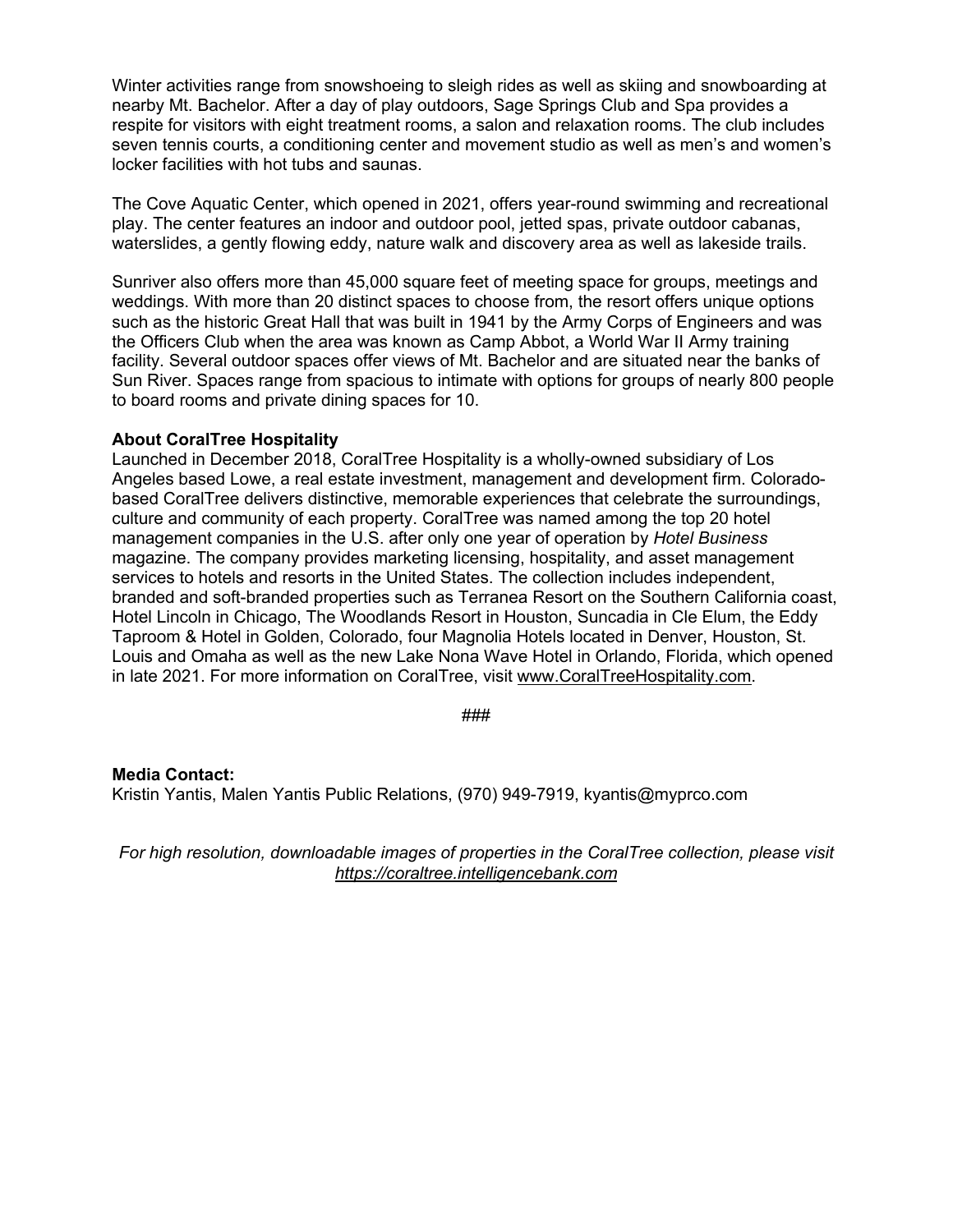Winter activities range from snowshoeing to sleigh rides as well as skiing and snowboarding at nearby Mt. Bachelor. After a day of play outdoors, Sage Springs Club and Spa provides a respite for visitors with eight treatment rooms, a salon and relaxation rooms. The club includes seven tennis courts, a conditioning center and movement studio as well as men's and women's locker facilities with hot tubs and saunas.

The Cove Aquatic Center, which opened in 2021, offers year-round swimming and recreational play. The center features an indoor and outdoor pool, jetted spas, private outdoor cabanas, waterslides, a gently flowing eddy, nature walk and discovery area as well as lakeside trails.

Sunriver also offers more than 45,000 square feet of meeting space for groups, meetings and weddings. With more than 20 distinct spaces to choose from, the resort offers unique options such as the historic Great Hall that was built in 1941 by the Army Corps of Engineers and was the Officers Club when the area was known as Camp Abbot, a World War II Army training facility. Several outdoor spaces offer views of Mt. Bachelor and are situated near the banks of Sun River. Spaces range from spacious to intimate with options for groups of nearly 800 people to board rooms and private dining spaces for 10.

**About CoralTree Hospitality**
Launched in December 2018, CoralTree Hospitality is a wholly-owned subsidiary of Los Angeles based Lowe, a real estate investment, management and development firm. Colorado-based CoralTree delivers distinctive, memorable experiences that celebrate the surroundings, culture and community of each property. CoralTree was named among the top 20 hotel management companies in the U.S. after only one year of operation by *Hotel Business* magazine. The company provides marketing licensing, hospitality, and asset management services to hotels and resorts in the United States. The collection includes independent, branded and soft-branded properties such as Terranea Resort on the Southern California coast, Hotel Lincoln in Chicago, The Woodlands Resort in Houston, Suncadia in Cle Elum, the Eddy Taproom & Hotel in Golden, Colorado, four Magnolia Hotels located in Denver, Houston, St. Louis and Omaha as well as the new Lake Nona Wave Hotel in Orlando, Florida, which opened in late 2021. For more information on CoralTree, visit www.CoralTreeHospitality.com.

###

**Media Contact:**
Kristin Yantis, Malen Yantis Public Relations, (970) 949-7919, kyantis@myprco.com

*For high resolution, downloadable images of properties in the CoralTree collection, please visit https://coraltree.intelligencebank.com*